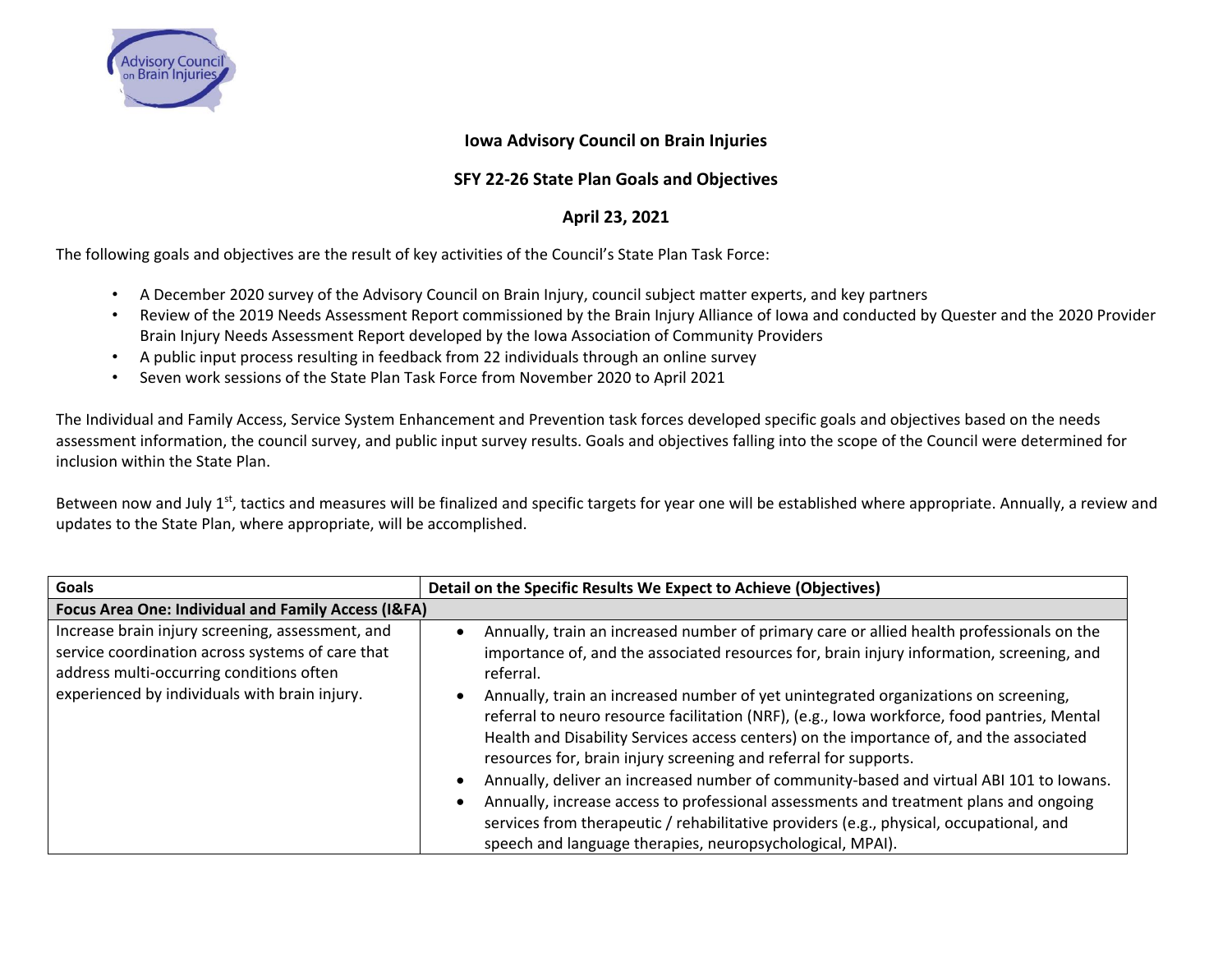# Iowa Advisory Council on Brain Injuries

## SFY 22-26 State Plan Goals and Objectives

**April 23, 2021**

The following goals and objectives are the result of key activities of the Council's State Plan Task Force:

- A December 2020 survey of the Advisory Council on Brain Injury, council subject matter experts, and key partners
- Review of the 2019 Needs Assessment Report commissioned by the Brain Injury Alliance of Iowa and conducted by Quester and the 2020 Provider Brain Injury Needs Assessment Report developed by the Iowa Association of Community Providers
- A public input process resulting in feedback from 22 individuals through an online survey
- Seven work sessions of the State Plan Task Force from November 2020 to April 2021

The Individual and Family Access, Service System Enhancement and Prevention task forces developed specific goals and objectives based on the needs assessment information, the council survey, and public input survey results. Goals and objectives falling into the scope of the Council were determined for inclusion within the State Plan.

Between now and July 1st, tactics and measures will be finalized and specific targets for year one will be established where appropriate. Annually, a review and updates to the State Plan, where appropriate, will be accomplished.

| Goals | Detail on the Specific Results We Expect to Achieve (Objectives) |
|---|---|
| **Focus Area One: Individual and Family Access (I&FA)** | |
| Increase brain injury screening, assessment, and service coordination across systems of care that address multi-occurring conditions often experienced by individuals with brain injury. | • Annually, train an increased number of primary care or allied health professionals on the importance of, and the associated resources for, brain injury information, screening, and referral.<br>• Annually, train an increased number of yet unintegrated organizations on screening, referral to neuro resource facilitation (NRF), (e.g., Iowa workforce, food pantries, Mental Health and Disability Services access centers) on the importance of, and the associated resources for, brain injury screening and referral for supports.<br>• Annually, deliver an increased number of community-based and virtual ABI 101 to Iowans.<br>• Annually, increase access to professional assessments and treatment plans and ongoing services from therapeutic / rehabilitative providers (e.g., physical, occupational, and speech and language therapies, neuropsychological, MPAI). |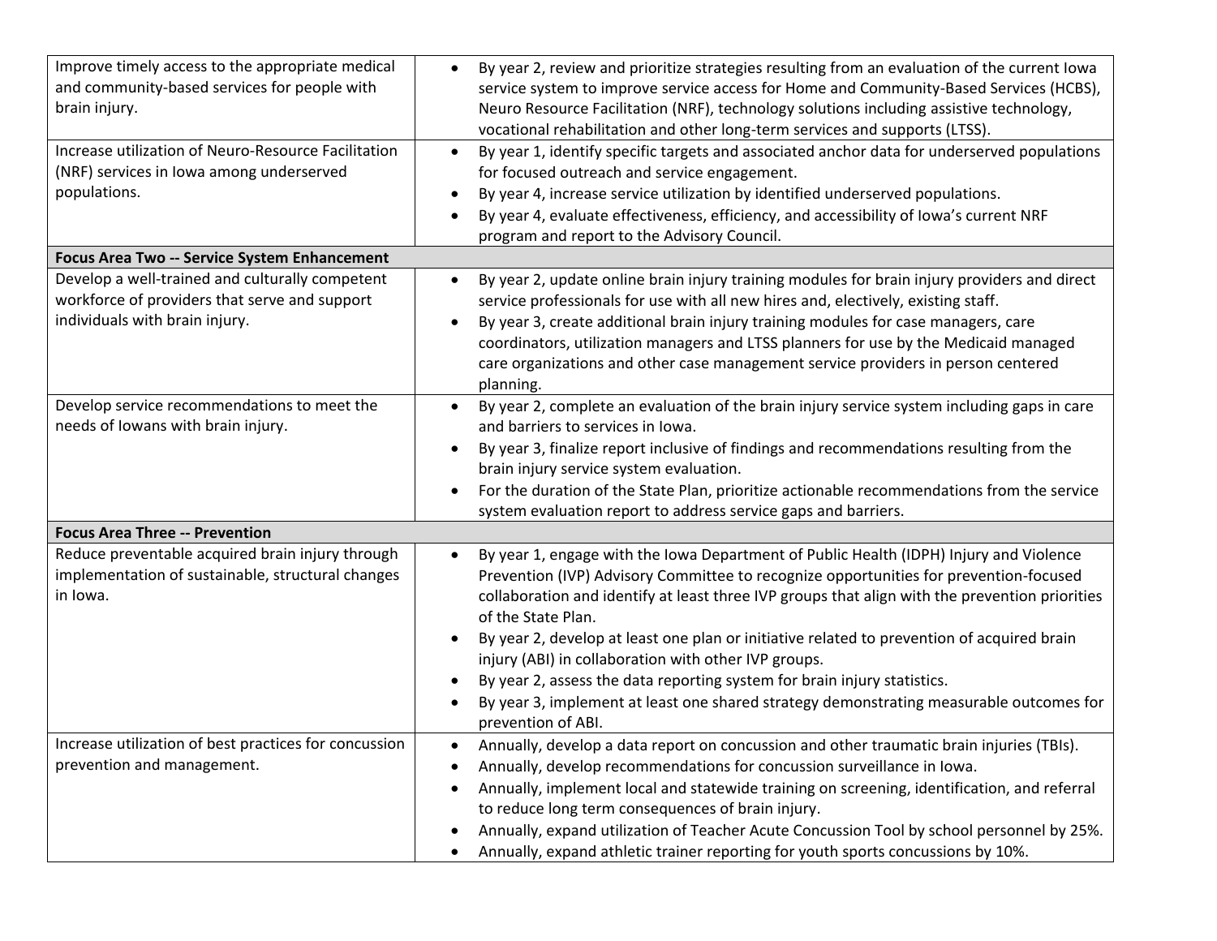| | |
|---|---|
| Improve timely access to the appropriate medical and community-based services for people with brain injury. | • By year 2, review and prioritize strategies resulting from an evaluation of the current Iowa service system to improve service access for Home and Community-Based Services (HCBS), Neuro Resource Facilitation (NRF), technology solutions including assistive technology, vocational rehabilitation and other long-term services and supports (LTSS). |
| Increase utilization of Neuro-Resource Facilitation (NRF) services in Iowa among underserved populations. | • By year 1, identify specific targets and associated anchor data for underserved populations for focused outreach and service engagement.<br>• By year 4, increase service utilization by identified underserved populations.<br>• By year 4, evaluate effectiveness, efficiency, and accessibility of Iowa's current NRF program and report to the Advisory Council. |
| **Focus Area Two -- Service System Enhancement** | |
| Develop a well-trained and culturally competent workforce of providers that serve and support individuals with brain injury. | • By year 2, update online brain injury training modules for brain injury providers and direct service professionals for use with all new hires and, electively, existing staff.<br>• By year 3, create additional brain injury training modules for case managers, care coordinators, utilization managers and LTSS planners for use by the Medicaid managed care organizations and other case management service providers in person centered planning. |
| Develop service recommendations to meet the needs of Iowans with brain injury. | • By year 2, complete an evaluation of the brain injury service system including gaps in care and barriers to services in Iowa.<br>• By year 3, finalize report inclusive of findings and recommendations resulting from the brain injury service system evaluation.<br>• For the duration of the State Plan, prioritize actionable recommendations from the service system evaluation report to address service gaps and barriers. |
| **Focus Area Three -- Prevention** | |
| Reduce preventable acquired brain injury through implementation of sustainable, structural changes in Iowa. | • By year 1, engage with the Iowa Department of Public Health (IDPH) Injury and Violence Prevention (IVP) Advisory Committee to recognize opportunities for prevention-focused collaboration and identify at least three IVP groups that align with the prevention priorities of the State Plan.<br>• By year 2, develop at least one plan or initiative related to prevention of acquired brain injury (ABI) in collaboration with other IVP groups.<br>• By year 2, assess the data reporting system for brain injury statistics.<br>• By year 3, implement at least one shared strategy demonstrating measurable outcomes for prevention of ABI. |
| Increase utilization of best practices for concussion prevention and management. | • Annually, develop a data report on concussion and other traumatic brain injuries (TBIs).<br>• Annually, develop recommendations for concussion surveillance in Iowa.<br>• Annually, implement local and statewide training on screening, identification, and referral to reduce long term consequences of brain injury.<br>• Annually, expand utilization of Teacher Acute Concussion Tool by school personnel by 25%.<br>• Annually, expand athletic trainer reporting for youth sports concussions by 10%. |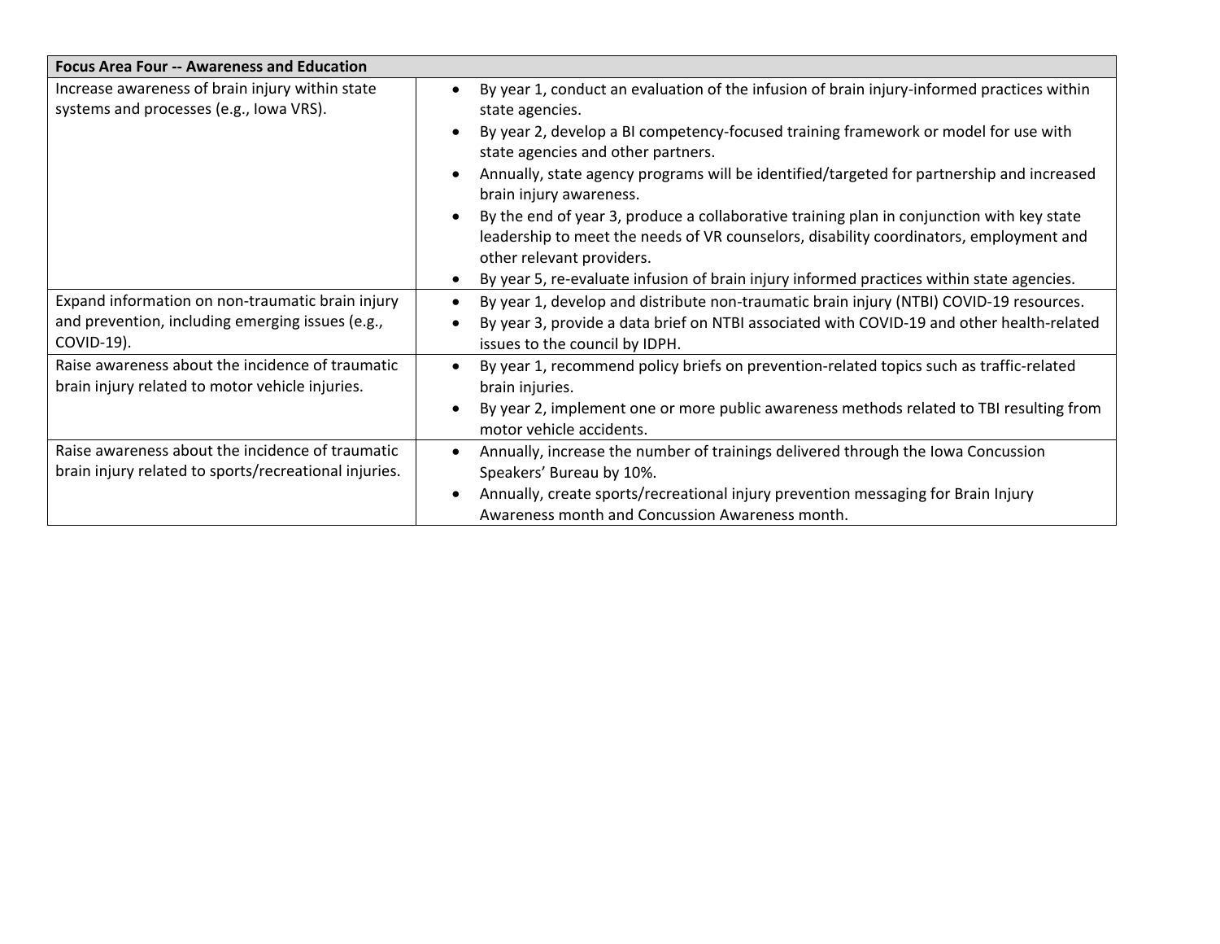| Focus Area Four -- Awareness and Education | |
|---|---|
| Increase awareness of brain injury within state systems and processes (e.g., Iowa VRS). | • By year 1, conduct an evaluation of the infusion of brain injury-informed practices within state agencies.<br>• By year 2, develop a BI competency-focused training framework or model for use with state agencies and other partners.<br>• Annually, state agency programs will be identified/targeted for partnership and increased brain injury awareness.<br>• By the end of year 3, produce a collaborative training plan in conjunction with key state leadership to meet the needs of VR counselors, disability coordinators, employment and other relevant providers.<br>• By year 5, re-evaluate infusion of brain injury informed practices within state agencies. |
| Expand information on non-traumatic brain injury and prevention, including emerging issues (e.g., COVID-19). | • By year 1, develop and distribute non-traumatic brain injury (NTBI) COVID-19 resources.<br>• By year 3, provide a data brief on NTBI associated with COVID-19 and other health-related issues to the council by IDPH. |
| Raise awareness about the incidence of traumatic brain injury related to motor vehicle injuries. | • By year 1, recommend policy briefs on prevention-related topics such as traffic-related brain injuries.<br>• By year 2, implement one or more public awareness methods related to TBI resulting from motor vehicle accidents. |
| Raise awareness about the incidence of traumatic brain injury related to sports/recreational injuries. | • Annually, increase the number of trainings delivered through the Iowa Concussion Speakers' Bureau by 10%.<br>• Annually, create sports/recreational injury prevention messaging for Brain Injury Awareness month and Concussion Awareness month. |